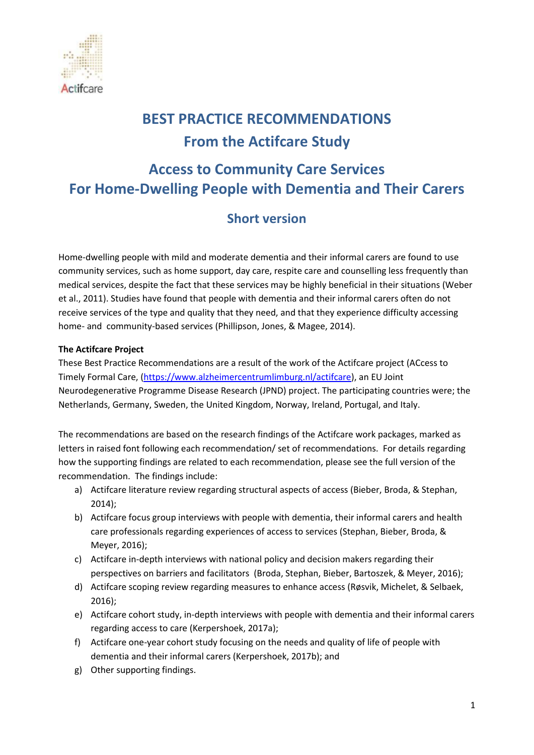# BEST PRACTICE RECOMMENDATIONS
# From the Actifcare Study

## Access to Community Care Services For Home-Dwelling People with Dementia and Their Carers

### Short version

Home-dwelling people with mild and moderate dementia and their informal carers are found to use community services, such as home support, day care, respite care and counselling less frequently than medical services, despite the fact that these services may be highly beneficial in their situations (Weber et al., 2011). Studies have found that people with dementia and their informal carers often do not receive services of the type and quality that they need, and that they experience difficulty accessing home- and community-based services (Phillipson, Jones, & Magee, 2014).

**The Actifcare Project**

These Best Practice Recommendations are a result of the work of the Actifcare project (ACcess to Timely Formal Care, (https://www.alzheimercentrumlimburg.nl/actifcare), an EU Joint Neurodegenerative Programme Disease Research (JPND) project. The participating countries were; the Netherlands, Germany, Sweden, the United Kingdom, Norway, Ireland, Portugal, and Italy.

The recommendations are based on the research findings of the Actifcare work packages, marked as letters in raised font following each recommendation/ set of recommendations. For details regarding how the supporting findings are related to each recommendation, please see the full version of the recommendation. The findings include:

a) Actifcare literature review regarding structural aspects of access (Bieber, Broda, & Stephan, 2014);
b) Actifcare focus group interviews with people with dementia, their informal carers and health care professionals regarding experiences of access to services (Stephan, Bieber, Broda, & Meyer, 2016);
c) Actifcare in-depth interviews with national policy and decision makers regarding their perspectives on barriers and facilitators (Broda, Stephan, Bieber, Bartoszek, & Meyer, 2016);
d) Actifcare scoping review regarding measures to enhance access (Røsvik, Michelet, & Selbaek, 2016);
e) Actifcare cohort study, in-depth interviews with people with dementia and their informal carers regarding access to care (Kerpershoek, 2017a);
f) Actifcare one-year cohort study focusing on the needs and quality of life of people with dementia and their informal carers (Kerpershoek, 2017b); and
g) Other supporting findings.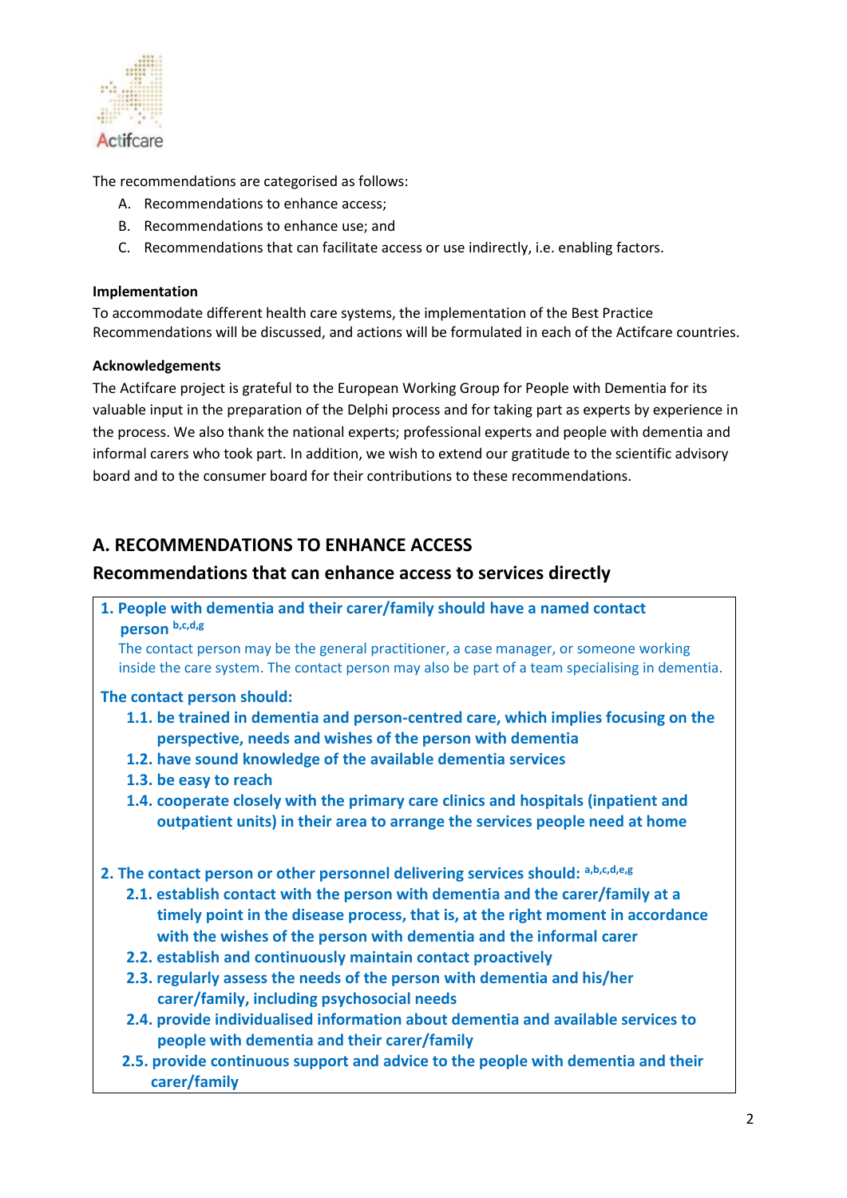The recommendations are categorised as follows:

A. Recommendations to enhance access;
B. Recommendations to enhance use; and
C. Recommendations that can facilitate access or use indirectly, i.e. enabling factors.

**Implementation**

To accommodate different health care systems, the implementation of the Best Practice Recommendations will be discussed, and actions will be formulated in each of the Actifcare countries.

**Acknowledgements**

The Actifcare project is grateful to the European Working Group for People with Dementia for its valuable input in the preparation of the Delphi process and for taking part as experts by experience in the process. We also thank the national experts; professional experts and people with dementia and informal carers who took part. In addition, we wish to extend our gratitude to the scientific advisory board and to the consumer board for their contributions to these recommendations.

## A. RECOMMENDATIONS TO ENHANCE ACCESS

### Recommendations that can enhance access to services directly

**1. People with dementia and their carer/family should have a named contact person** [b,c,d,g]

The contact person may be the general practitioner, a case manager, or someone working inside the care system. The contact person may also be part of a team specialising in dementia.

**The contact person should:**

- **1.1. be trained in dementia and person-centred care, which implies focusing on the perspective, needs and wishes of the person with dementia**
- **1.2. have sound knowledge of the available dementia services**
- **1.3. be easy to reach**
- **1.4. cooperate closely with the primary care clinics and hospitals (inpatient and outpatient units) in their area to arrange the services people need at home**

**2. The contact person or other personnel delivering services should:** [a,b,c,d,e,g]

- **2.1. establish contact with the person with dementia and the carer/family at a timely point in the disease process, that is, at the right moment in accordance with the wishes of the person with dementia and the informal carer**
- **2.2. establish and continuously maintain contact proactively**
- **2.3. regularly assess the needs of the person with dementia and his/her carer/family, including psychosocial needs**
- **2.4. provide individualised information about dementia and available services to people with dementia and their carer/family**
- **2.5. provide continuous support and advice to the people with dementia and their carer/family**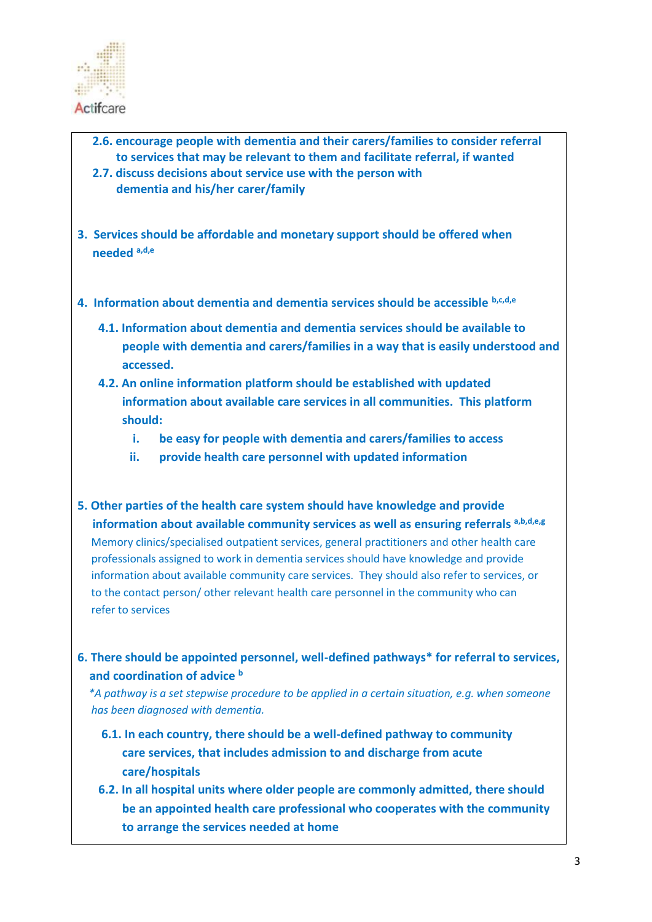2.6. **encourage people with dementia and their carers/families to consider referral to services that may be relevant to them and facilitate referral, if wanted**

2.7. **discuss decisions about service use with the person with dementia and his/her carer/family**

**3. Services should be affordable and monetary support should be offered when needed [a,d,e]**

**4. Information about dementia and dementia services should be accessible [b,c,d,e]**

4.1. **Information about dementia and dementia services should be available to people with dementia and carers/families in a way that is easily understood and accessed.**

4.2. **An online information platform should be established with updated information about available care services in all communities. This platform should:**

   i. **be easy for people with dementia and carers/families to access**

   ii. **provide health care personnel with updated information**

**5. Other parties of the health care system should have knowledge and provide information about available community services as well as ensuring referrals [a,b,d,e,g]**

Memory clinics/specialised outpatient services, general practitioners and other health care professionals assigned to work in dementia services should have knowledge and provide information about available community care services. They should also refer to services, or to the contact person/ other relevant health care personnel in the community who can refer to services

**6. There should be appointed personnel, well-defined pathways* for referral to services, and coordination of advice [b]**

*\*A pathway is a set stepwise procedure to be applied in a certain situation, e.g. when someone has been diagnosed with dementia.*

6.1. **In each country, there should be a well-defined pathway to community care services, that includes admission to and discharge from acute care/hospitals**

6.2. **In all hospital units where older people are commonly admitted, there should be an appointed health care professional who cooperates with the community to arrange the services needed at home**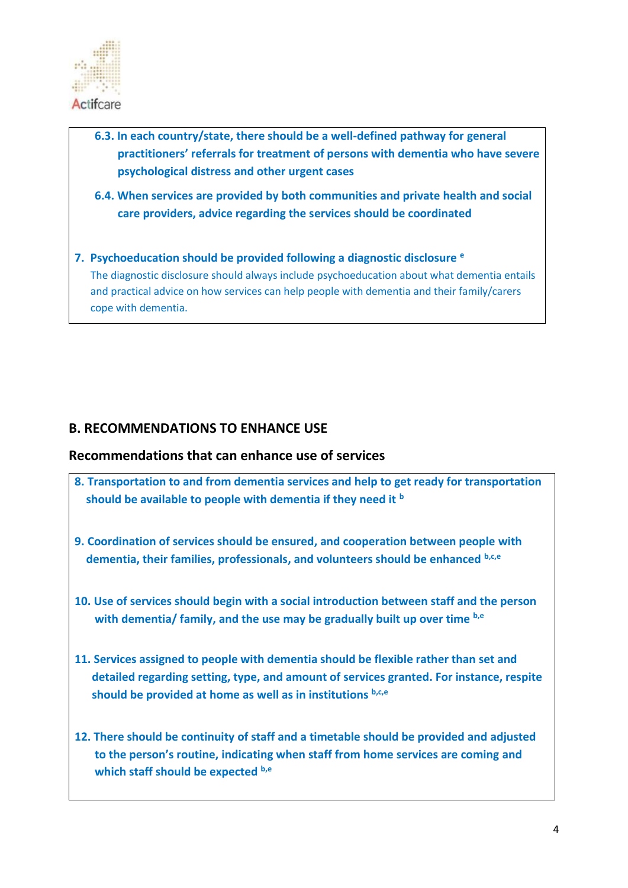**6.3. In each country/state, there should be a well-defined pathway for general practitioners' referrals for treatment of persons with dementia who have severe psychological distress and other urgent cases**

**6.4. When services are provided by both communities and private health and social care providers, advice regarding the services should be coordinated**

**7. Psychoeducation should be provided following a diagnostic disclosure [e]**

The diagnostic disclosure should always include psychoeducation about what dementia entails and practical advice on how services can help people with dementia and their family/carers cope with dementia.

## B. RECOMMENDATIONS TO ENHANCE USE

### Recommendations that can enhance use of services

**8. Transportation to and from dementia services and help to get ready for transportation should be available to people with dementia if they need it [b]**

**9. Coordination of services should be ensured, and cooperation between people with dementia, their families, professionals, and volunteers should be enhanced [b,c,e]**

**10. Use of services should begin with a social introduction between staff and the person with dementia/ family, and the use may be gradually built up over time [b,e]**

**11. Services assigned to people with dementia should be flexible rather than set and detailed regarding setting, type, and amount of services granted. For instance, respite should be provided at home as well as in institutions [b,c,e]**

**12. There should be continuity of staff and a timetable should be provided and adjusted to the person's routine, indicating when staff from home services are coming and which staff should be expected [b,e]**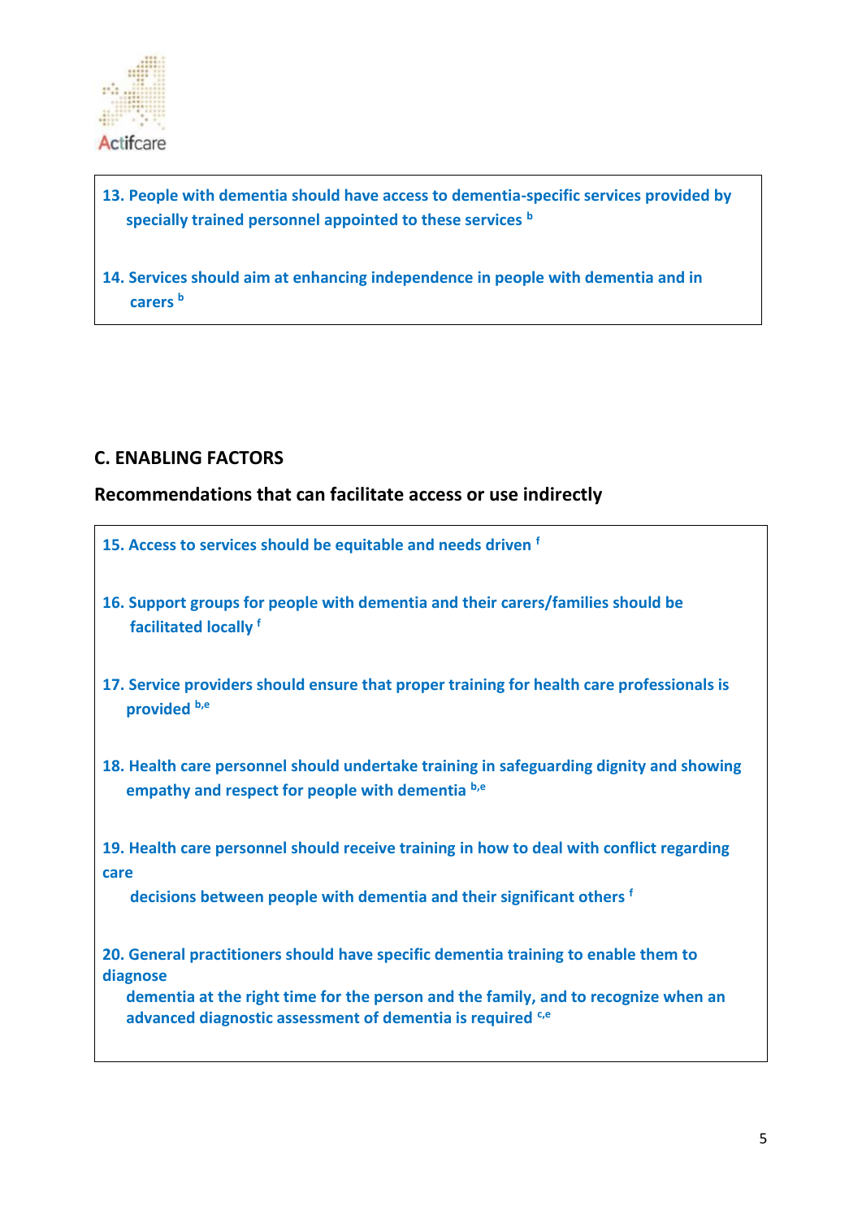13. People with dementia should have access to dementia-specific services provided by specially trained personnel appointed to these services [b]

14. Services should aim at enhancing independence in people with dementia and in carers [b]

## C. ENABLING FACTORS

### Recommendations that can facilitate access or use indirectly

15. Access to services should be equitable and needs driven [f]

16. Support groups for people with dementia and their carers/families should be facilitated locally [f]

17. Service providers should ensure that proper training for health care professionals is provided [b,e]

18. Health care personnel should undertake training in safeguarding dignity and showing empathy and respect for people with dementia [b,e]

19. Health care personnel should receive training in how to deal with conflict regarding care decisions between people with dementia and their significant others [f]

20. General practitioners should have specific dementia training to enable them to diagnose dementia at the right time for the person and the family, and to recognize when an advanced diagnostic assessment of dementia is required [c,e]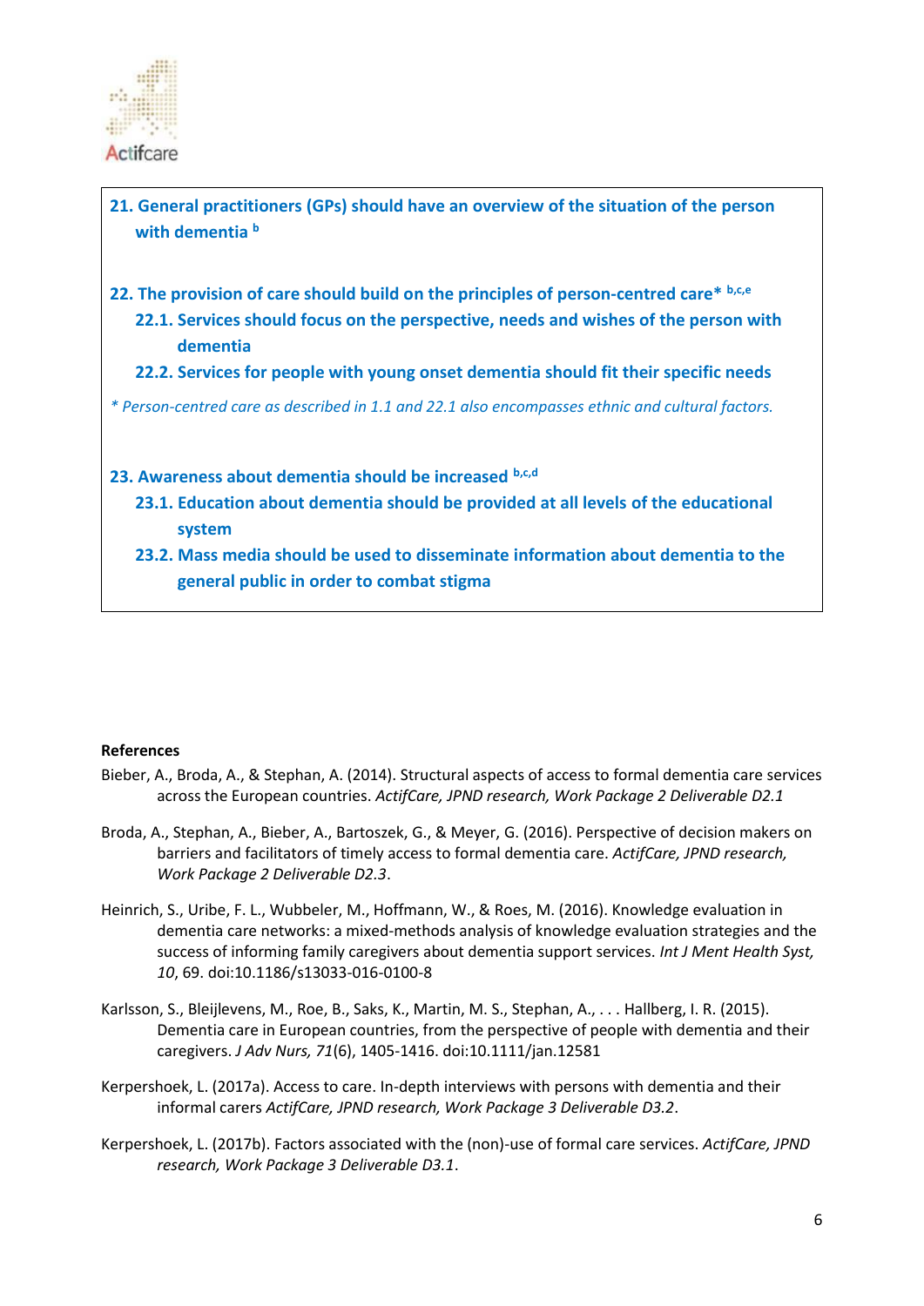**21. General practitioners (GPs) should have an overview of the situation of the person with dementia [b]**

**22. The provision of care should build on the principles of person-centred care* [b,c,e]**

**22.1. Services should focus on the perspective, needs and wishes of the person with dementia**

**22.2. Services for people with young onset dementia should fit their specific needs**

*\* Person-centred care as described in 1.1 and 22.1 also encompasses ethnic and cultural factors.*

**23. Awareness about dementia should be increased [b,c,d]**

**23.1. Education about dementia should be provided at all levels of the educational system**

**23.2. Mass media should be used to disseminate information about dementia to the general public in order to combat stigma**

**References**

Bieber, A., Broda, A., & Stephan, A. (2014). Structural aspects of access to formal dementia care services across the European countries. *ActifCare, JPND research, Work Package 2 Deliverable D2.1*

Broda, A., Stephan, A., Bieber, A., Bartoszek, G., & Meyer, G. (2016). Perspective of decision makers on barriers and facilitators of timely access to formal dementia care. *ActifCare, JPND research, Work Package 2 Deliverable D2.3*.

Heinrich, S., Uribe, F. L., Wubbeler, M., Hoffmann, W., & Roes, M. (2016). Knowledge evaluation in dementia care networks: a mixed-methods analysis of knowledge evaluation strategies and the success of informing family caregivers about dementia support services. *Int J Ment Health Syst, 10*, 69. doi:10.1186/s13033-016-0100-8

Karlsson, S., Bleijlevens, M., Roe, B., Saks, K., Martin, M. S., Stephan, A., . . . Hallberg, I. R. (2015). Dementia care in European countries, from the perspective of people with dementia and their caregivers. *J Adv Nurs, 71*(6), 1405-1416. doi:10.1111/jan.12581

Kerpershoek, L. (2017a). Access to care. In-depth interviews with persons with dementia and their informal carers *ActifCare, JPND research, Work Package 3 Deliverable D3.2*.

Kerpershoek, L. (2017b). Factors associated with the (non)-use of formal care services. *ActifCare, JPND research, Work Package 3 Deliverable D3.1*.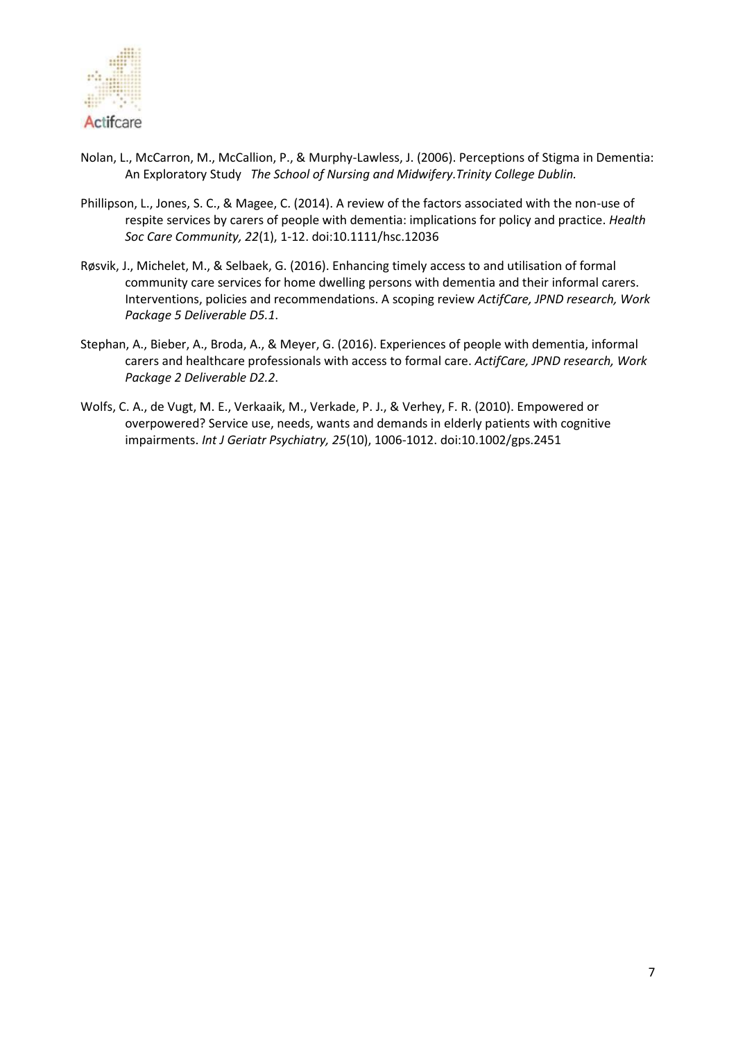Nolan, L., McCarron, M., McCallion, P., & Murphy-Lawless, J. (2006). Perceptions of Stigma in Dementia: An Exploratory Study *The School of Nursing and Midwifery.Trinity College Dublin.*

Phillipson, L., Jones, S. C., & Magee, C. (2014). A review of the factors associated with the non-use of respite services by carers of people with dementia: implications for policy and practice. *Health Soc Care Community, 22*(1), 1-12. doi:10.1111/hsc.12036

Røsvik, J., Michelet, M., & Selbaek, G. (2016). Enhancing timely access to and utilisation of formal community care services for home dwelling persons with dementia and their informal carers. Interventions, policies and recommendations. A scoping review *ActifCare, JPND research, Work Package 5 Deliverable D5.1*.

Stephan, A., Bieber, A., Broda, A., & Meyer, G. (2016). Experiences of people with dementia, informal carers and healthcare professionals with access to formal care. *ActifCare, JPND research, Work Package 2 Deliverable D2.2*.

Wolfs, C. A., de Vugt, M. E., Verkaaik, M., Verkade, P. J., & Verhey, F. R. (2010). Empowered or overpowered? Service use, needs, wants and demands in elderly patients with cognitive impairments. *Int J Geriatr Psychiatry, 25*(10), 1006-1012. doi:10.1002/gps.2451